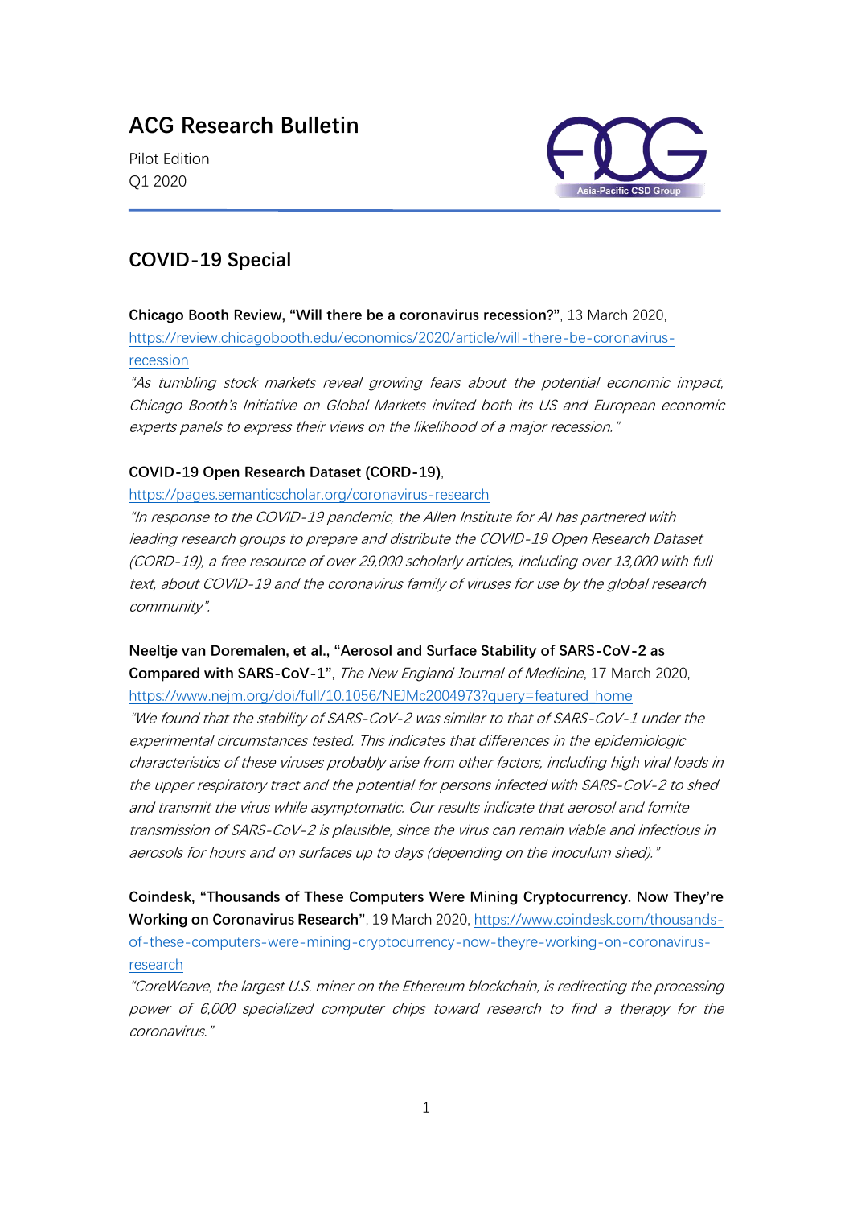# ACG Research Bulletin

Pilot Edition
Q1 2020

Asia-Pacific CSD Group

## COVID-19 Special

**Chicago Booth Review, "Will there be a coronavirus recession?"**, 13 March 2020, https://review.chicagobooth.edu/economics/2020/article/will-there-be-coronavirus-recession

*"As tumbling stock markets reveal growing fears about the potential economic impact, Chicago Booth's Initiative on Global Markets invited both its US and European economic experts panels to express their views on the likelihood of a major recession."*

**COVID-19 Open Research Dataset (CORD-19)**,
https://pages.semanticscholar.org/coronavirus-research

*"In response to the COVID-19 pandemic, the Allen Institute for AI has partnered with leading research groups to prepare and distribute the COVID-19 Open Research Dataset (CORD-19), a free resource of over 29,000 scholarly articles, including over 13,000 with full text, about COVID-19 and the coronavirus family of viruses for use by the global research community".*

**Neeltje van Doremalen, et al., "Aerosol and Surface Stability of SARS-CoV-2 as Compared with SARS-CoV-1"**, *The New England Journal of Medicine*, 17 March 2020, https://www.nejm.org/doi/full/10.1056/NEJMc2004973?query=featured_home

*"We found that the stability of SARS-CoV-2 was similar to that of SARS-CoV-1 under the experimental circumstances tested. This indicates that differences in the epidemiologic characteristics of these viruses probably arise from other factors, including high viral loads in the upper respiratory tract and the potential for persons infected with SARS-CoV-2 to shed and transmit the virus while asymptomatic. Our results indicate that aerosol and fomite transmission of SARS-CoV-2 is plausible, since the virus can remain viable and infectious in aerosols for hours and on surfaces up to days (depending on the inoculum shed)."*

**Coindesk, "Thousands of These Computers Were Mining Cryptocurrency. Now They're Working on Coronavirus Research"**, 19 March 2020, https://www.coindesk.com/thousands-of-these-computers-were-mining-cryptocurrency-now-theyre-working-on-coronavirus-research

*"CoreWeave, the largest U.S. miner on the Ethereum blockchain, is redirecting the processing power of 6,000 specialized computer chips toward research to find a therapy for the coronavirus."*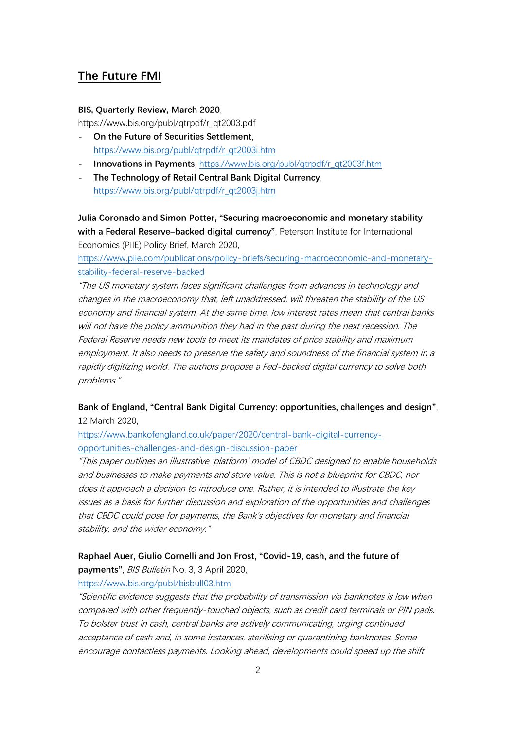## The Future FMI

**BIS, Quarterly Review, March 2020**,
https://www.bis.org/publ/qtrpdf/r_qt2003.pdf

- **On the Future of Securities Settlement**, https://www.bis.org/publ/qtrpdf/r_qt2003i.htm
- **Innovations in Payments**, https://www.bis.org/publ/qtrpdf/r_qt2003f.htm
- **The Technology of Retail Central Bank Digital Currency**, https://www.bis.org/publ/qtrpdf/r_qt2003j.htm

**Julia Coronado and Simon Potter, "Securing macroeconomic and monetary stability with a Federal Reserve–backed digital currency"**, Peterson Institute for International Economics (PIIE) Policy Brief, March 2020,
https://www.piie.com/publications/policy-briefs/securing-macroeconomic-and-monetary-stability-federal-reserve-backed

*"The US monetary system faces significant challenges from advances in technology and changes in the macroeconomy that, left unaddressed, will threaten the stability of the US economy and financial system. At the same time, low interest rates mean that central banks will not have the policy ammunition they had in the past during the next recession. The Federal Reserve needs new tools to meet its mandates of price stability and maximum employment. It also needs to preserve the safety and soundness of the financial system in a rapidly digitizing world. The authors propose a Fed-backed digital currency to solve both problems."*

**Bank of England, "Central Bank Digital Currency: opportunities, challenges and design"**, 12 March 2020,
https://www.bankofengland.co.uk/paper/2020/central-bank-digital-currency-opportunities-challenges-and-design-discussion-paper

*"This paper outlines an illustrative 'platform' model of CBDC designed to enable households and businesses to make payments and store value. This is not a blueprint for CBDC, nor does it approach a decision to introduce one. Rather, it is intended to illustrate the key issues as a basis for further discussion and exploration of the opportunities and challenges that CBDC could pose for payments, the Bank's objectives for monetary and financial stability, and the wider economy."*

**Raphael Auer, Giulio Cornelli and Jon Frost, "Covid-19, cash, and the future of payments"**, *BIS Bulletin* No. 3, 3 April 2020,
https://www.bis.org/publ/bisbull03.htm

*"Scientific evidence suggests that the probability of transmission via banknotes is low when compared with other frequently-touched objects, such as credit card terminals or PIN pads. To bolster trust in cash, central banks are actively communicating, urging continued acceptance of cash and, in some instances, sterilising or quarantining banknotes. Some encourage contactless payments. Looking ahead, developments could speed up the shift*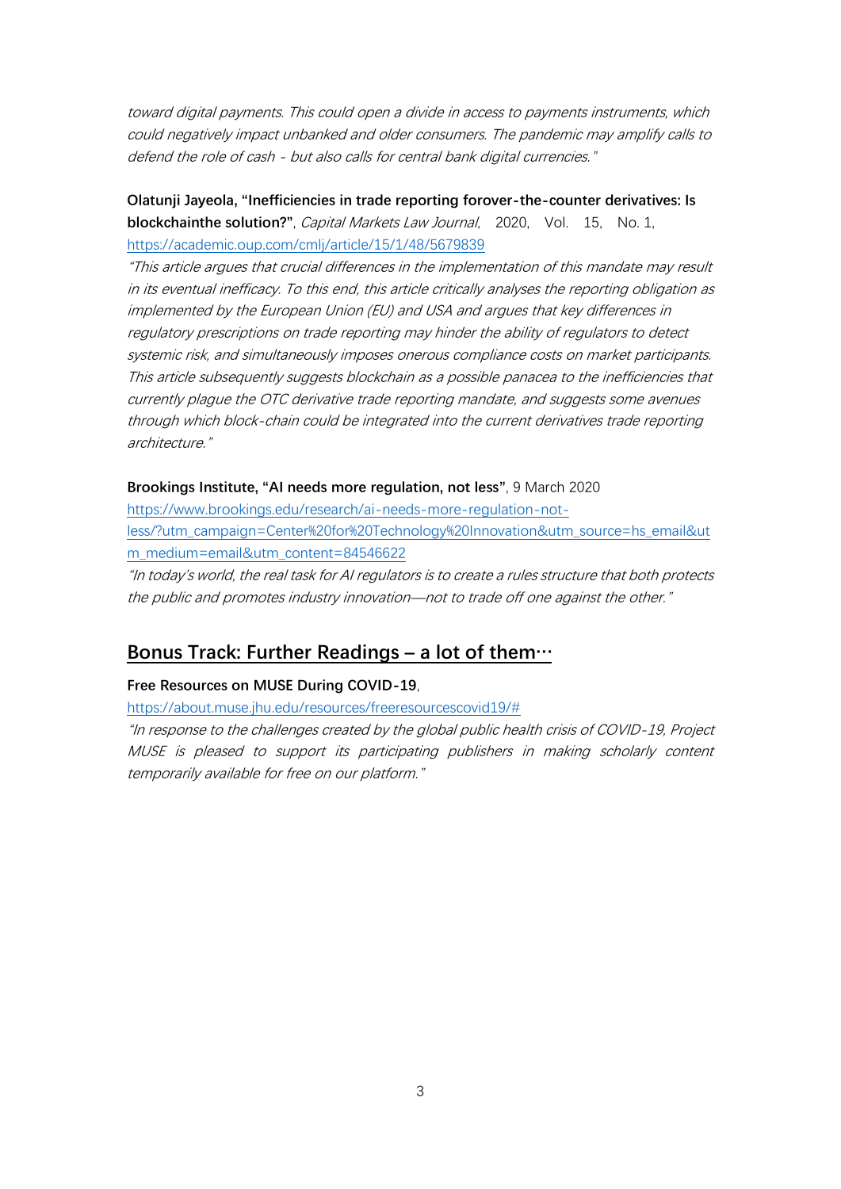*toward digital payments. This could open a divide in access to payments instruments, which could negatively impact unbanked and older consumers. The pandemic may amplify calls to defend the role of cash - but also calls for central bank digital currencies."*

**Olatunji Jayeola, "Inefficiencies in trade reporting forover-the-counter derivatives: Is blockchainthe solution?"**, *Capital Markets Law Journal*, 2020, Vol. 15, No. 1, https://academic.oup.com/cmlj/article/15/1/48/5679839

*"This article argues that crucial differences in the implementation of this mandate may result in its eventual inefficacy. To this end, this article critically analyses the reporting obligation as implemented by the European Union (EU) and USA and argues that key differences in regulatory prescriptions on trade reporting may hinder the ability of regulators to detect systemic risk, and simultaneously imposes onerous compliance costs on market participants. This article subsequently suggests blockchain as a possible panacea to the inefficiencies that currently plague the OTC derivative trade reporting mandate, and suggests some avenues through which block-chain could be integrated into the current derivatives trade reporting architecture."*

**Brookings Institute, "AI needs more regulation, not less"**, 9 March 2020

https://www.brookings.edu/research/ai-needs-more-regulation-not-less/?utm_campaign=Center%20for%20Technology%20Innovation&utm_source=hs_email&utm_medium=email&utm_content=84546622

*"In today's world, the real task for AI regulators is to create a rules structure that both protects the public and promotes industry innovation—not to trade off one against the other."*

## Bonus Track: Further Readings – a lot of them…

**Free Resources on MUSE During COVID-19**,

https://about.muse.jhu.edu/resources/freeresourcescovid19/#

*"In response to the challenges created by the global public health crisis of COVID-19, Project MUSE is pleased to support its participating publishers in making scholarly content temporarily available for free on our platform."*